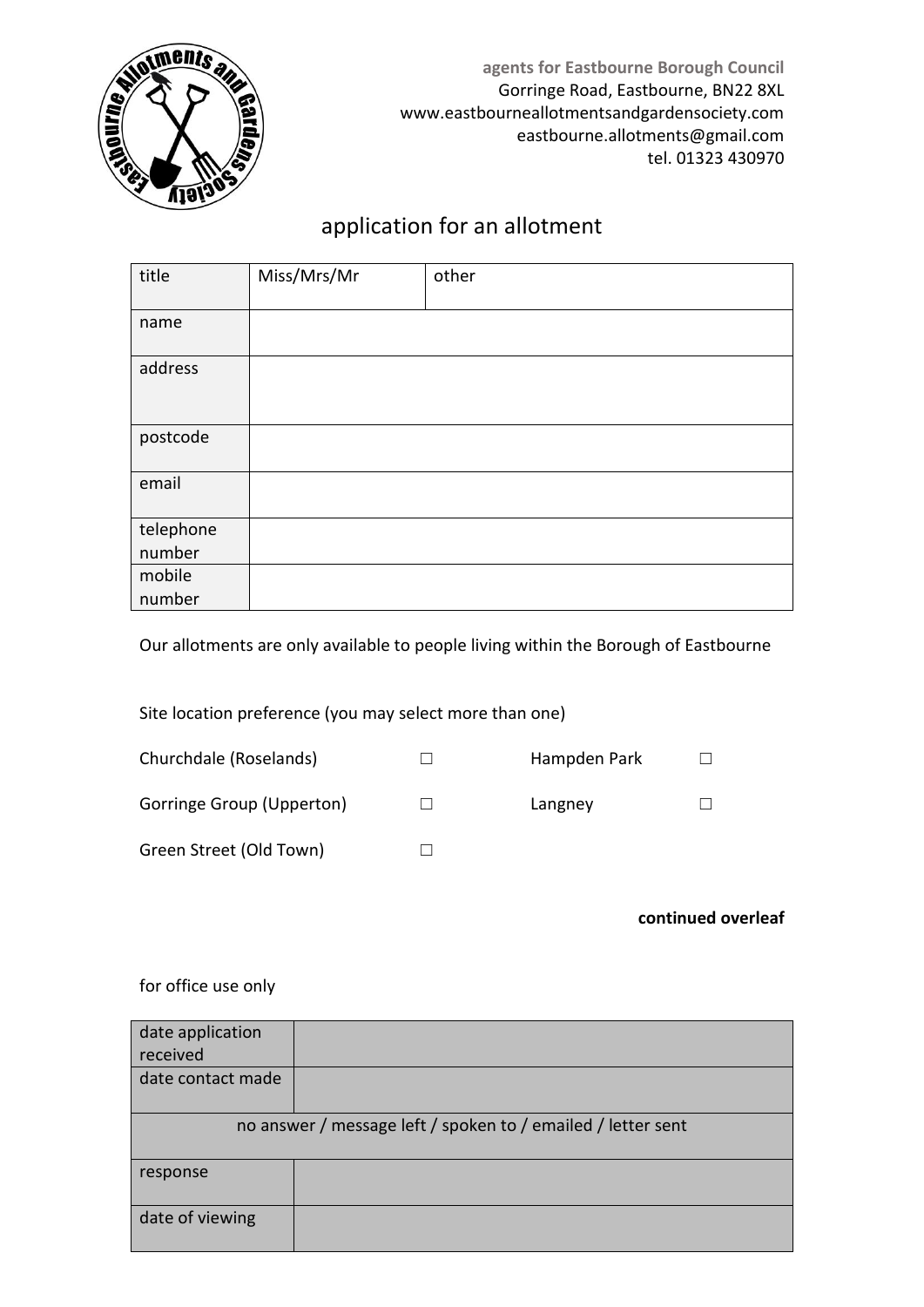**agents for Eastbourne Borough Council**
Gorringe Road, Eastbourne, BN22 8XL
www.eastbourneallotmentsandgardensociety.com
eastbourne.allotments@gmail.com
tel. 01323 430970

# application for an allotment

| title | Miss/Mrs/Mr | other |
|---|---|---|
| name | | |
| address | | |
| postcode | | |
| email | | |
| telephone number | | |
| mobile number | | |

Our allotments are only available to people living within the Borough of Eastbourne

Site location preference (you may select more than one)

| | | | |
|---|---|---|---|
| Churchdale (Roselands) | ☐ | Hampden Park | ☐ |
| Gorringe Group (Upperton) | ☐ | Langney | ☐ |
| Green Street (Old Town) | ☐ | | |

**continued overleaf**

for office use only

| date application received | |
|---|---|
| date contact made | |
| no answer / message left / spoken to / emailed / letter sent | |
| response | |
| date of viewing | |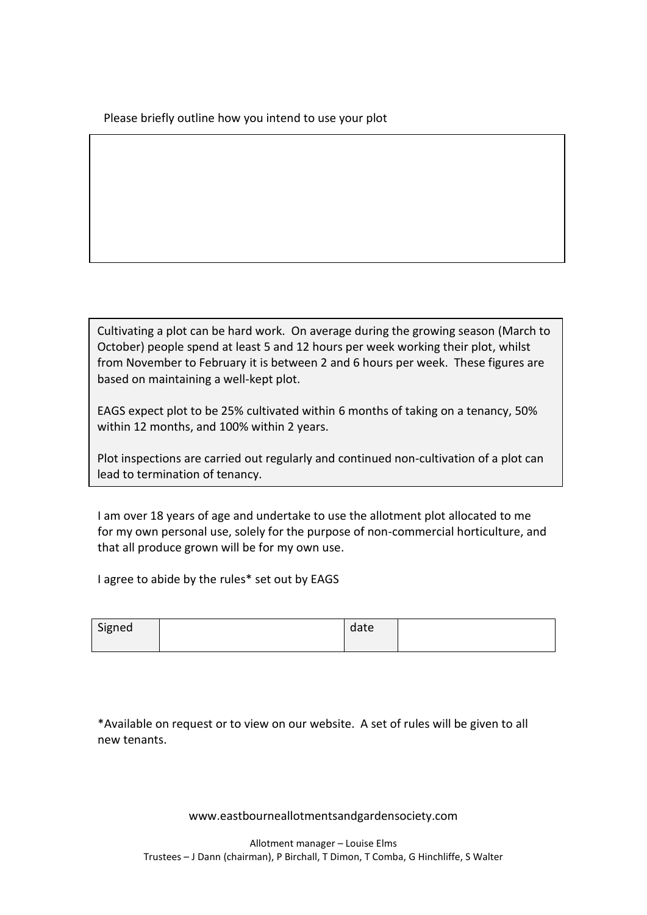Please briefly outline how you intend to use your plot

| |
|---|
| |

Cultivating a plot can be hard work. On average during the growing season (March to October) people spend at least 5 and 12 hours per week working their plot, whilst from November to February it is between 2 and 6 hours per week. These figures are based on maintaining a well-kept plot.

EAGS expect plot to be 25% cultivated within 6 months of taking on a tenancy, 50% within 12 months, and 100% within 2 years.

Plot inspections are carried out regularly and continued non-cultivation of a plot can lead to termination of tenancy.

I am over 18 years of age and undertake to use the allotment plot allocated to me for my own personal use, solely for the purpose of non-commercial horticulture, and that all produce grown will be for my own use.

I agree to abide by the rules* set out by EAGS

| | | | |
|---|---|---|---|
| Signed | | date | |

*Available on request or to view on our website. A set of rules will be given to all new tenants.

www.eastbourneallotmentsandgardensociety.com

Allotment manager – Louise Elms
Trustees – J Dann (chairman), P Birchall, T Dimon, T Comba, G Hinchliffe, S Walter